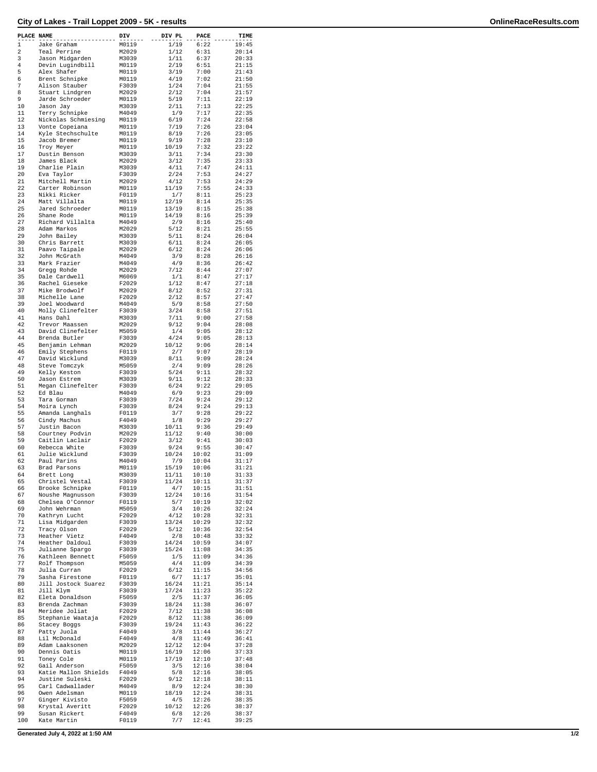# City of Lakes - Trail Loppet 2009 - 5K - results

| PLACE | NAME | DIV | DIV PL | PACE | TIME |
|---|---|---|---|---|---|
| 1 | Jake Graham | M0119 | 1/19 | 6:22 | 19:45 |
| 2 | Teal Perrine | M2029 | 1/12 | 6:31 | 20:14 |
| 3 | Jason Midgarden | M3039 | 1/11 | 6:37 | 20:33 |
| 4 | Devin Lugindbill | M0119 | 2/19 | 6:51 | 21:15 |
| 5 | Alex Shafer | M0119 | 3/19 | 7:00 | 21:43 |
| 6 | Brent Schnipke | M0119 | 4/19 | 7:02 | 21:50 |
| 7 | Alison Stauber | F3039 | 1/24 | 7:04 | 21:55 |
| 8 | Stuart Lindgren | M2029 | 2/12 | 7:04 | 21:57 |
| 9 | Jarde Schroeder | M0119 | 5/19 | 7:11 | 22:19 |
| 10 | Jason Jay | M3039 | 2/11 | 7:13 | 22:25 |
| 11 | Terry Schnipke | M4049 | 1/9 | 7:17 | 22:35 |
| 12 | Nickolas Schmiesing | M0119 | 6/19 | 7:24 | 22:58 |
| 13 | Vonte Copeiana | M0119 | 7/19 | 7:26 | 23:04 |
| 14 | Kyle Stechschulte | M0119 | 8/19 | 7:26 | 23:05 |
| 15 | Jacob Bremer | M0119 | 9/19 | 7:28 | 23:10 |
| 16 | Troy Meyer | M0119 | 10/19 | 7:32 | 23:22 |
| 17 | Dustin Benson | M3039 | 3/11 | 7:34 | 23:30 |
| 18 | James Black | M2029 | 3/12 | 7:35 | 23:33 |
| 19 | Charlie Plain | M3039 | 4/11 | 7:47 | 24:11 |
| 20 | Eva Taylor | F3039 | 2/24 | 7:53 | 24:27 |
| 21 | Mitchell Martin | M2029 | 4/12 | 7:53 | 24:29 |
| 22 | Carter Robinson | M0119 | 11/19 | 7:55 | 24:33 |
| 23 | Nikki Ricker | F0119 | 1/7 | 8:11 | 25:23 |
| 24 | Matt Villalta | M0119 | 12/19 | 8:14 | 25:35 |
| 25 | Jared Schroeder | M0119 | 13/19 | 8:15 | 25:38 |
| 26 | Shane Rode | M0119 | 14/19 | 8:16 | 25:39 |
| 27 | Richard Villalta | M4049 | 2/9 | 8:16 | 25:40 |
| 28 | Adam Markos | M2029 | 5/12 | 8:21 | 25:55 |
| 29 | John Bailey | M3039 | 5/11 | 8:24 | 26:04 |
| 30 | Chris Barrett | M3039 | 6/11 | 8:24 | 26:05 |
| 31 | Paavo Taipale | M2029 | 6/12 | 8:24 | 26:06 |
| 32 | John McGrath | M4049 | 3/9 | 8:28 | 26:16 |
| 33 | Mark Frazier | M4049 | 4/9 | 8:36 | 26:42 |
| 34 | Gregg Rohde | M2029 | 7/12 | 8:44 | 27:07 |
| 35 | Dale Cardwell | M6069 | 1/1 | 8:47 | 27:17 |
| 36 | Rachel Gieseke | F2029 | 1/12 | 8:47 | 27:18 |
| 37 | Mike Brodwolf | M2029 | 8/12 | 8:52 | 27:31 |
| 38 | Michelle Lane | F2029 | 2/12 | 8:57 | 27:47 |
| 39 | Joel Woodward | M4049 | 5/9 | 8:58 | 27:50 |
| 40 | Molly Clinefelter | F3039 | 3/24 | 8:58 | 27:51 |
| 41 | Hans Dahl | M3039 | 7/11 | 9:00 | 27:58 |
| 42 | Trevor Maassen | M2029 | 9/12 | 9:04 | 28:08 |
| 43 | David Clinefelter | M5059 | 1/4 | 9:05 | 28:12 |
| 44 | Brenda Butler | F3039 | 4/24 | 9:05 | 28:13 |
| 45 | Benjamin Lehman | M2029 | 10/12 | 9:06 | 28:14 |
| 46 | Emily Stephens | F0119 | 2/7 | 9:07 | 28:19 |
| 47 | David Wicklund | M3039 | 8/11 | 9:09 | 28:24 |
| 48 | Steve Tomczyk | M5059 | 2/4 | 9:09 | 28:26 |
| 49 | Kelly Keston | F3039 | 5/24 | 9:11 | 28:32 |
| 50 | Jason Estrem | M3039 | 9/11 | 9:12 | 28:33 |
| 51 | Megan Clinefelter | F3039 | 6/24 | 9:22 | 29:05 |
| 52 | Ed Blau | M4049 | 6/9 | 9:23 | 29:09 |
| 53 | Tara Gorman | F3039 | 7/24 | 9:24 | 29:12 |
| 54 | Moira Lynch | F3039 | 8/24 | 9:24 | 29:13 |
| 55 | Amanda Langhals | F0119 | 3/7 | 9:28 | 29:22 |
| 56 | Cindy Machus | F4049 | 1/8 | 9:29 | 29:27 |
| 57 | Justin Bacon | M3039 | 10/11 | 9:36 | 29:49 |
| 58 | Courtney Podvin | M2029 | 11/12 | 9:40 | 30:00 |
| 59 | Caitlin Laclair | F2029 | 3/12 | 9:41 | 30:03 |
| 60 | Rebecca White | F3039 | 9/24 | 9:55 | 30:47 |
| 61 | Julie Wicklund | F3039 | 10/24 | 10:02 | 31:09 |
| 62 | Paul Parins | M4049 | 7/9 | 10:04 | 31:17 |
| 63 | Brad Parsons | M0119 | 15/19 | 10:06 | 31:21 |
| 64 | Brett Long | M3039 | 11/11 | 10:10 | 31:33 |
| 65 | Christel Vestal | F3039 | 11/24 | 10:11 | 31:37 |
| 66 | Brooke Schnipke | F0119 | 4/7 | 10:15 | 31:51 |
| 67 | Noushe Magnusson | F3039 | 12/24 | 10:16 | 31:54 |
| 68 | Chelsea O'Connor | F0119 | 5/7 | 10:19 | 32:02 |
| 69 | John Wehrman | M5059 | 3/4 | 10:26 | 32:24 |
| 70 | Kathryn Lucht | F2029 | 4/12 | 10:28 | 32:31 |
| 71 | Lisa Midgarden | F3039 | 13/24 | 10:29 | 32:32 |
| 72 | Tracy Olson | F2029 | 5/12 | 10:36 | 32:54 |
| 73 | Heather Vietz | F4049 | 2/8 | 10:48 | 33:32 |
| 74 | Heather Daldoul | F3039 | 14/24 | 10:59 | 34:07 |
| 75 | Julianne Spargo | F3039 | 15/24 | 11:08 | 34:35 |
| 76 | Kathleen Bennett | F5059 | 1/5 | 11:09 | 34:36 |
| 77 | Rolf Thompson | M5059 | 4/4 | 11:09 | 34:39 |
| 78 | Julia Curran | F2029 | 6/12 | 11:15 | 34:56 |
| 79 | Sasha Firestone | F0119 | 6/7 | 11:17 | 35:01 |
| 80 | Jill Jostock Suarez | F3039 | 16/24 | 11:21 | 35:14 |
| 81 | Jill Klym | F3039 | 17/24 | 11:23 | 35:22 |
| 82 | Eleta Donaldson | F5059 | 2/5 | 11:37 | 36:05 |
| 83 | Brenda Zachman | F3039 | 18/24 | 11:38 | 36:07 |
| 84 | Meridee Joliat | F2029 | 7/12 | 11:38 | 36:08 |
| 85 | Stephanie Waataja | F2029 | 8/12 | 11:38 | 36:09 |
| 86 | Stacey Boggs | F3039 | 19/24 | 11:43 | 36:22 |
| 87 | Patty Juola | F4049 | 3/8 | 11:44 | 36:27 |
| 88 | Lil McDonald | F4049 | 4/8 | 11:49 | 36:41 |
| 89 | Adam Laaksonen | M2029 | 12/12 | 12:04 | 37:28 |
| 90 | Dennis Oatis | M0119 | 16/19 | 12:06 | 37:33 |
| 91 | Toney Cole | M0119 | 17/19 | 12:10 | 37:48 |
| 92 | Gail Anderson | F5059 | 3/5 | 12:16 | 38:04 |
| 93 | Katie Mallon Shields | F4049 | 5/8 | 12:16 | 38:05 |
| 94 | Justine Suleski | F2029 | 9/12 | 12:18 | 38:11 |
| 95 | Carl Cadwallader | M4049 | 8/9 | 12:24 | 38:30 |
| 96 | Owen Adelsman | M0119 | 18/19 | 12:24 | 38:31 |
| 97 | Ginger Kivisto | F5059 | 4/5 | 12:26 | 38:35 |
| 98 | Krystal Averitt | F2029 | 10/12 | 12:26 | 38:37 |
| 99 | Susan Rickert | F4049 | 6/8 | 12:26 | 38:37 |
| 100 | Kate Martin | F0119 | 7/7 | 12:41 | 39:25 |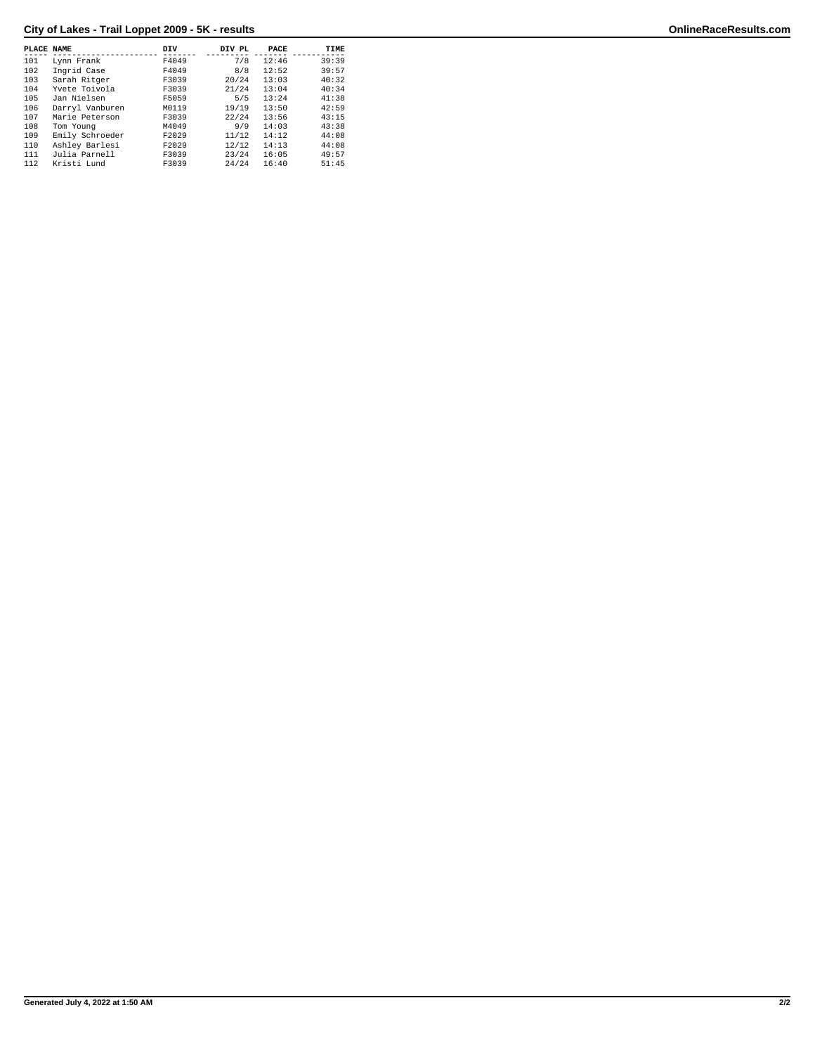| PLACE | NAME | DIV | DIV PL | PACE | TIME |
|---|---|---|---|---|---|
| 101 | Lynn Frank | F4049 | 7/8 | 12:46 | 39:39 |
| 102 | Ingrid Case | F4049 | 8/8 | 12:52 | 39:57 |
| 103 | Sarah Ritger | F3039 | 20/24 | 13:03 | 40:32 |
| 104 | Yvete Toivola | F3039 | 21/24 | 13:04 | 40:34 |
| 105 | Jan Nielsen | F5059 | 5/5 | 13:24 | 41:38 |
| 106 | Darryl Vanburen | M0119 | 19/19 | 13:50 | 42:59 |
| 107 | Marie Peterson | F3039 | 22/24 | 13:56 | 43:15 |
| 108 | Tom Young | M4049 | 9/9 | 14:03 | 43:38 |
| 109 | Emily Schroeder | F2029 | 11/12 | 14:12 | 44:08 |
| 110 | Ashley Barlesi | F2029 | 12/12 | 14:13 | 44:08 |
| 111 | Julia Parnell | F3039 | 23/24 | 16:05 | 49:57 |
| 112 | Kristi Lund | F3039 | 24/24 | 16:40 | 51:45 |

Generated July 4, 2022 at 1:50 AM